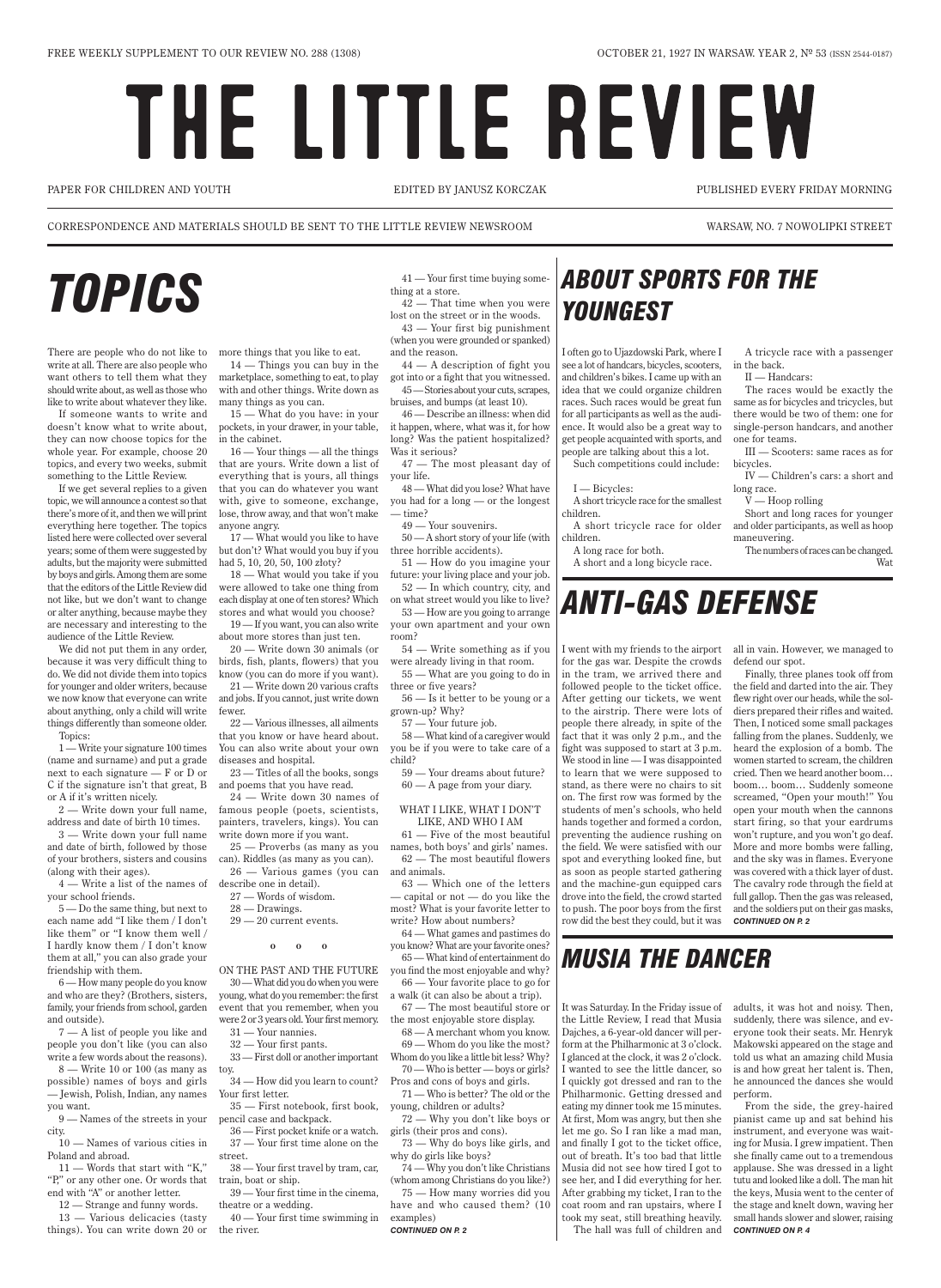FREE WEEKLY SUPPLEMENT TO OUR REVIEW NO. 288 (1308)

OCTOBER 21, 1927 IN WARSAW. YEAR 2, № 53 (ISSN 2544-0187)

# THE LITTLE REVIEW

PAPER FOR CHILDREN AND YOUTH

EDITED BY JANUSZ KORCZAK

PUBLISHED EVERY FRIDAY MORNING

CORRESPONDENCE AND MATERIALS SHOULD BE SENT TO THE LITTLE REVIEW NEWSROOM

WARSAW, NO. 7 NOWOLIPKI STREET

## TOPICS

There are people who do not like to write at all. There are also people who want others to tell them what they should write about, as well as those who like to write about whatever they like.

If someone wants to write and doesn't know what to write about, they can now choose topics for the whole year. For example, choose 20 topics, and every two weeks, submit something to the Little Review.

If we get several replies to a given topic, we will announce a contest so that there's more of it, and then we will print everything here together. The topics listed here were collected over several years; some of them were suggested by adults, but the majority were submitted by boys and girls. Among them are some that the editors of the Little Review did not like, but we don't want to change or alter anything, because maybe they are necessary and interesting to the audience of the Little Review.

We did not put them in any order, because it was very difficult thing to do. We did not divide them into topics for younger and older writers, because we now know that everyone can write about anything, only a child will write things differently than someone older.

Topics:

1 — Write your signature 100 times (name and surname) and put a grade next to each signature — F or D or C if the signature isn't that great, B or A if it's written nicely.

2 — Write down your full name, address and date of birth 10 times.

3 — Write down your full name and date of birth, followed by those of your brothers, sisters and cousins (along with their ages).

4 — Write a list of the names of your school friends.

5 — Do the same thing, but next to each name add "I like them / I don't like them" or "I know them well / I hardly know them / I don't know them at all," you can also grade your friendship with them.

6 — How many people do you know and who are they? (Brothers, sisters, family, your friends from school, garden and outside).

7 — A list of people you like and people you don't like (you can also write a few words about the reasons).

8 — Write 10 or 100 (as many as possible) names of boys and girls — Jewish, Polish, Indian, any names you want.

9 — Names of the streets in your city.

10 — Names of various cities in Poland and abroad.

11 — Words that start with "K," "P," or any other one. Or words that end with "A" or another letter.

12 — Strange and funny words.

13 — Various delicacies (tasty things). You can write down 20 or more things that you like to eat.

14 — Things you can buy in the marketplace, something to eat, to play with and other things. Write down as many things as you can.

15 — What do you have: in your pockets, in your drawer, in your table, in the cabinet.

16 — Your things — all the things that are yours. Write down a list of everything that is yours, all things that you can do whatever you want with, give to someone, exchange, lose, throw away, and that won't make anyone angry.

17 — What would you like to have but don't? What would you buy if you had 5, 10, 20, 50, 100 złoty?

18 — What would you take if you were allowed to take one thing from each display at one of ten stores? Which stores and what would you choose?

19 — If you want, you can also write about more stores than just ten.

20 — Write down 30 animals (or birds, fish, plants, flowers) that you know (you can do more if you want).

21 — Write down 20 various crafts and jobs. If you cannot, just write down fewer.

22 — Various illnesses, all ailments that you know or have heard about. You can also write about your own diseases and hospital.

23 — Titles of all the books, songs and poems that you have read.

24 — Write down 30 names of famous people (poets, scientists, painters, travelers, kings). You can write down more if you want.

25 — Proverbs (as many as you can). Riddles (as many as you can).

26 — Various games (you can describe one in detail).

27 — Words of wisdom.

28 — Drawings.

29 — 20 current events.

o o o

ON THE PAST AND THE FUTURE

30 — What did you do when you were young, what do you remember: the first event that you remember, when you were 2 or 3 years old. Your first memory.

31 — Your nannies.

32 — Your first pants.

33 — First doll or another important toy.

34 — How did you learn to count? Your first letter.

35 — First notebook, first book, pencil case and backpack.

36 — First pocket knife or a watch.

37 — Your first time alone on the street.

38 — Your first travel by tram, car, train, boat or ship.

39 — Your first time in the cinema, theatre or a wedding.

40 — Your first time swimming in the river.

41 — Your first time buying something at a store.

42 — That time when you were lost on the street or in the woods.

43 — Your first big punishment (when you were grounded or spanked) and the reason.

44 — A description of fight you got into or a fight that you witnessed.

45 — Stories about your cuts, scrapes, bruises, and bumps (at least 10).

46 — Describe an illness: when did it happen, where, what was it, for how long? Was the patient hospitalized? Was it serious?

47 — The most pleasant day of your life.

48 — What did you lose? What have you had for a long — or the longest — time?

49 — Your souvenirs.

50 — A short story of your life (with three horrible accidents).

51 — How do you imagine your future: your living place and your job.

52 — In which country, city, and on what street would you like to live?

53 — How are you going to arrange your own apartment and your own room?

54 — Write something as if you were already living in that room.

55 — What are you going to do in three or five years?

56 — Is it better to be young or a grown-up? Why?

57 — Your future job.

58 — What kind of a caregiver would you be if you were to take care of a child?

59 — Your dreams about future?

60 — A page from your diary.

WHAT I LIKE, WHAT I DON'T LIKE, AND WHO I AM

61 — Five of the most beautiful names, both boys' and girls' names.

62 — The most beautiful flowers and animals.

63 — Which one of the letters — capital or not — do you like the most? What is your favorite letter to write? How about numbers?

64 — What games and pastimes do you know? What are your favorite ones?

65 — What kind of entertainment do you find the most enjoyable and why?

66 — Your favorite place to go for a walk (it can also be about a trip).

67 — The most beautiful store or the most enjoyable store display.

68 — A merchant whom you know.

69 — Whom do you like the most? Whom do you like a little bit less? Why?

70 — Who is better — boys or girls? Pros and cons of boys and girls.

71 — Who is better? The old or the young, children or adults?

72 — Why you don't like boys or girls (their pros and cons).

73 — Why do boys like girls, and why do girls like boys?

74 — Why you don't like Christians (whom among Christians do you like?)

75 — How many worries did you have and who caused them? (10 examples)

***CONTINUED ON P. 2***

## ABOUT SPORTS FOR THE YOUNGEST

I often go to Ujazdowski Park, where I see a lot of handcars, bicycles, scooters, and children's bikes. I came up with an idea that we could organize children races. Such races would be great fun for all participants as well as the audience. It would also be a great way to get people acquainted with sports, and people are talking about this a lot.

Such competitions could include:

I — Bicycles:

A short tricycle race for the smallest children.

A short tricycle race for older children.

A long race for both.

A short and a long bicycle race.

A tricycle race with a passenger in the back.

II — Handcars:

The races would be exactly the same as for bicycles and tricycles, but there would be two of them: one for single-person handcars, and another one for teams.

III — Scooters: same races as for bicycles.

IV — Children's cars: a short and long race.

V — Hoop rolling

Short and long races for younger and older participants, as well as hoop maneuvering.

The numbers of races can be changed.

Wat

## ANTI-GAS DEFENSE

I went with my friends to the airport for the gas war. Despite the crowds in the tram, we arrived there and followed people to the ticket office. After getting our tickets, we went to the airstrip. There were lots of people there already, in spite of the fact that it was only 2 p.m., and the fight was supposed to start at 3 p.m. We stood in line — I was disappointed to learn that we were supposed to stand, as there were no chairs to sit on. The first row was formed by the students of men's schools, who held hands together and formed a cordon, preventing the audience rushing on the field. We were satisfied with our spot and everything looked fine, but as soon as people started gathering and the machine-gun equipped cars drove into the field, the crowd started to push. The poor boys from the first row did the best they could, but it was all in vain. However, we managed to defend our spot.

Finally, three planes took off from the field and darted into the air. They flew right over our heads, while the soldiers prepared their rifles and waited. Then, I noticed some small packages falling from the planes. Suddenly, we heard the explosion of a bomb. The women started to scream, the children cried. Then we heard another boom… boom… boom… Suddenly someone screamed, "Open your mouth!" You open your mouth when the cannons start firing, so that your eardrums won't rupture, and you won't go deaf. More and more bombs were falling, and the sky was in flames. Everyone was covered with a thick layer of dust. The cavalry rode through the field at full gallop. Then the gas was released, and the soldiers put on their gas masks,

***CONTINUED ON P. 2***

## MUSIA THE DANCER

It was Saturday. In the Friday issue of the Little Review, I read that Musia Dajches, a 6-year-old dancer will perform at the Philharmonic at 3 o'clock. I glanced at the clock, it was 2 o'clock. I wanted to see the little dancer, so I quickly got dressed and ran to the Philharmonic. Getting dressed and eating my dinner took me 15 minutes. At first, Mom was angry, but then she let me go. So I ran like a mad man, and finally I got to the ticket office, out of breath. It's too bad that little Musia did not see how tired I got to see her, and I did everything for her. After grabbing my ticket, I ran to the coat room and ran upstairs, where I took my seat, still breathing heavily.

The hall was full of children and adults, it was hot and noisy. Then, suddenly, there was silence, and everyone took their seats. Mr. Henryk Makowski appeared on the stage and told us what an amazing child Musia is and how great her talent is. Then, he announced the dances she would perform.

From the side, the grey-haired pianist came up and sat behind his instrument, and everyone was waiting for Musia. I grew impatient. Then she finally came out to a tremendous applause. She was dressed in a light tutu and looked like a doll. The man hit the keys, Musia went to the center of the stage and knelt down, waving her small hands slower and slower, raising

***CONTINUED ON P. 4***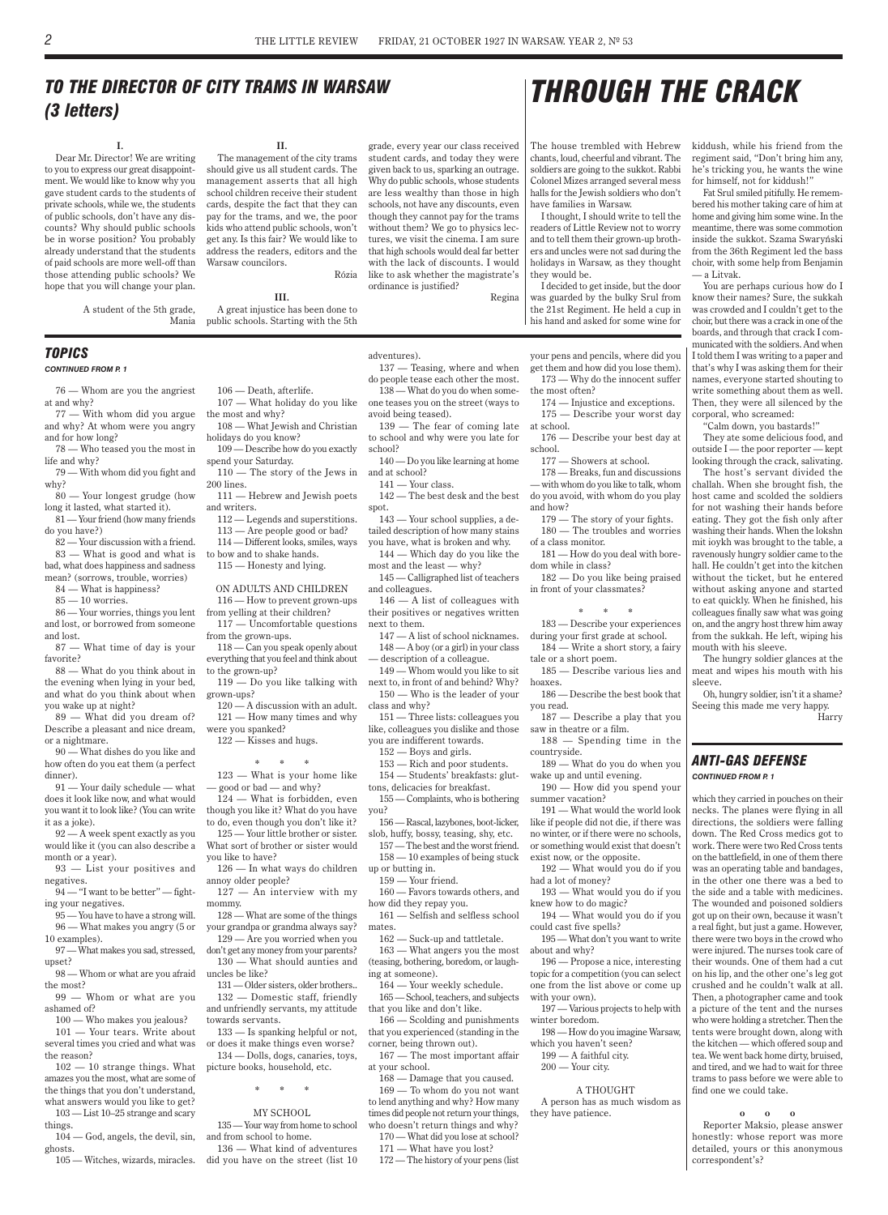## *TO THE DIRECTOR OF CITY TRAMS IN WARSAW (3 letters)*

**I.**

Dear Mr. Director! We are writing to you to express our great disappointment. We would like to know why you gave student cards to the students of private schools, while we, the students of public schools, don't have any discounts? Why should public schools be in worse position? You probably already understand that the students of paid schools are more well-off than those attending public schools? We hope that you will change your plan.

A student of the 5th grade, Mania

**II.**

The management of the city trams should give us all student cards. The management asserts that all high school children receive their student cards, despite the fact that they can pay for the trams, and we, the poor kids who attend public schools, won't get any. Is this fair? We would like to address the readers, editors and the Warsaw councilors.

Rózia

**III.**

A great injustice has been done to public schools. Starting with the 5th grade, every year our class received student cards, and today they were given back to us, sparking an outrage. Why do public schools, whose students are less wealthy than those in high schools, not have any discounts, even though they cannot pay for the trams without them? We go to physics lectures, we visit the cinema. I am sure that high schools would deal far better with the lack of discounts. I would like to ask whether the magistrate's ordinance is justified?

Regina

## *THROUGH THE CRACK*

The house trembled with Hebrew chants, loud, cheerful and vibrant. The soldiers are going to the sukkot. Rabbi Colonel Mizes arranged several mess halls for the Jewish soldiers who don't have families in Warsaw.

I thought, I should write to tell the readers of Little Review not to worry and to tell them their grown-up brothers and uncles were not sad during the holidays in Warsaw, as they thought they would be.

I decided to get inside, but the door was guarded by the bulky Srul from the 21st Regiment. He held a cup in his hand and asked for some wine for kiddush, while his friend from the regiment said, "Don't bring him any, he's tricking you, he wants the wine for himself, not for kiddush!"

Fat Srul smiled pitifully. He remembered his mother taking care of him at home and giving him some wine. In the meantime, there was some commotion inside the sukkot. Szama Swaryński from the 36th Regiment led the bass choir, with some help from Benjamin — a Litvak.

You are perhaps curious how do I know their names? Sure, the sukkah was crowded and I couldn't get to the choir, but there was a crack in one of the boards, and through that crack I communicated with the soldiers. And when I told them I was writing to a paper and that's why I was asking them for their names, everyone started shouting to write something about them as well. Then, they were all silenced by the corporal, who screamed:

"Calm down, you bastards!"

They ate some delicious food, and outside I — the poor reporter — kept looking through the crack, salivating.

The host's servant divided the challah. When she brought fish, the host came and scolded the soldiers for not washing their hands before eating. They got the fish only after washing their hands. When the lokshn mit ioykh was brought to the table, a ravenously hungry soldier came to the hall. He couldn't get into the kitchen without the ticket, but he entered without asking anyone and started to eat quickly. When he finished, his colleagues finally saw what was going on, and the angry host threw him away from the sukkah. He left, wiping his mouth with his sleeve.

The hungry soldier glances at the meat and wipes his mouth with his sleeve.

Oh, hungry soldier, isn't it a shame? Seeing this made me very happy.

Harry

## *TOPICS*

*CONTINUED FROM P. 1*

76 — Whom are you the angriest at and why?

77 — With whom did you argue and why? At whom were you angry and for how long?

78 — Who teased you the most in life and why?

79 — With whom did you fight and why?

80 — Your longest grudge (how long it lasted, what started it).

81 — Your friend (how many friends do you have?)

82 — Your discussion with a friend.

83 — What is good and what is bad, what does happiness and sadness mean? (sorrows, trouble, worries)

84 — What is happiness?

85 — 10 worries.

86 — Your worries, things you lent and lost, or borrowed from someone and lost.

87 — What time of day is your favorite?

88 — What do you think about in the evening when lying in your bed, and what do you think about when you wake up at night?

89 — What did you dream of? Describe a pleasant and nice dream, or a nightmare.

90 — What dishes do you like and how often do you eat them (a perfect dinner).

91 — Your daily schedule — what does it look like now, and what would you want it to look like? (You can write it as a joke).

92 — A week spent exactly as you would like it (you can also describe a month or a year).

93 — List your positives and negatives.

94 — "I want to be better" — fighting your negatives.

95 — You have to have a strong will.

96 — What makes you angry (5 or 10 examples).

97 — What makes you sad, stressed, upset?

98 — Whom or what are you afraid the most?

99 — Whom or what are you ashamed of?

100 — Who makes you jealous?

101 — Your tears. Write about several times you cried and what was the reason?

102 — 10 strange things. What amazes you the most, what are some of the things that you don't understand, what answers would you like to get?

103 — List 10–25 strange and scary things.

104 — God, angels, the devil, sin, ghosts.

105 — Witches, wizards, miracles.

106 — Death, afterlife.

107 — What holiday do you like the most and why?

108 — What Jewish and Christian holidays do you know?

109 — Describe how do you exactly spend your Saturday.

110 — The story of the Jews in 200 lines.

111 — Hebrew and Jewish poets and writers.

112 — Legends and superstitions.

113 — Are people good or bad?

114 — Different looks, smiles, ways to bow and to shake hands.

115 — Honesty and lying.

ON ADULTS AND CHILDREN

116 — How to prevent grown-ups from yelling at their children?

117 — Uncomfortable questions from the grown-ups.

118 — Can you speak openly about everything that you feel and think about to the grown-up?

119 — Do you like talking with grown-ups?

120 — A discussion with an adult.

121 — How many times and why were you spanked?

122 — Kisses and hugs.

\* \* \*

123 — What is your home like — good or bad — and why?

124 — What is forbidden, even though you like it? What do you have to do, even though you don't like it?

125 — Your little brother or sister. What sort of brother or sister would you like to have?

126 — In what ways do children annoy older people?

127 — An interview with my mommy.

128 — What are some of the things your grandpa or grandma always say?

129 — Are you worried when you don't get any money from your parents?

130 — What should aunties and uncles be like?

131 — Older sisters, older brothers..

132 — Domestic staff, friendly and unfriendly servants, my attitude towards servants.

133 — Is spanking helpful or not, or does it make things even worse?

134 — Dolls, dogs, canaries, toys, picture books, household, etc.

\* \* \*

MY SCHOOL

135 — Your way from home to school and from school to home.

136 — What kind of adventures did you have on the street (list 10 adventures).

137 — Teasing, where and when do people tease each other the most.

138 — What do you do when someone teases you on the street (ways to avoid being teased).

139 — The fear of coming late to school and why were you late for school?

140 — Do you like learning at home and at school?

141 — Your class.

142 — The best desk and the best spot.

143 — Your school supplies, a detailed description of how many stains you have, what is broken and why.

144 — Which day do you like the most and the least — why?

145 — Calligraphed list of teachers and colleagues.

146 — A list of colleagues with their positives or negatives written next to them.

147 — A list of school nicknames.

148 — A boy (or a girl) in your class — description of a colleague.

149 — Whom would you like to sit next to, in front of and behind? Why?

150 — Who is the leader of your class and why?

151 — Three lists: colleagues you like, colleagues you dislike and those you are indifferent towards.

152 — Boys and girls.

153 — Rich and poor students.

154 — Students' breakfasts: gluttons, delicacies for breakfast.

155 — Complaints, who is bothering you?

156 — Rascal, lazybones, boot-licker, slob, huffy, bossy, teasing, shy, etc.

157 — The best and the worst friend.

158 — 10 examples of being stuck up or butting in.

159 — Your friend.

160 — Favors towards others, and how did they repay you.

161 — Selfish and selfless school mates.

162 — Suck-up and tattletale.

163 — What angers you the most (teasing, bothering, boredom, or laughing at someone).

164 — Your weekly schedule.

165 — School, teachers, and subjects that you like and don't like.

166 — Scolding and punishments that you experienced (standing in the corner, being thrown out).

167 — The most important affair at your school.

168 — Damage that you caused.

169 — To whom do you not want to lend anything and why? How many times did people not return your things, who doesn't return things and why?

170 — What did you lose at school?

171 — What have you lost?

172 — The history of your pens (list your pens and pencils, where did you get them and how did you lose them).

173 — Why do the innocent suffer the most often?

174 — Injustice and exceptions.

175 — Describe your worst day at school.

176 — Describe your best day at school.

177 — Showers at school.

178 — Breaks, fun and discussions — with whom do you like to talk, whom do you avoid, with whom do you play and how?

179 — The story of your fights.

180 — The troubles and worries of a class monitor.

181 — How do you deal with boredom while in class?

182 — Do you like being praised in front of your classmates?

\* \* \*

183 — Describe your experiences during your first grade at school.

184 — Write a short story, a fairy tale or a short poem.

185 — Describe various lies and hoaxes.

186 — Describe the best book that you read.

187 — Describe a play that you saw in theatre or a film.

188 — Spending time in the countryside.

189 — What do you do when you wake up and until evening.

190 — How did you spend your summer vacation?

191 — What would the world look like if people did not die, if there was no winter, or if there were no schools, or something would exist that doesn't exist now, or the opposite.

192 — What would you do if you had a lot of money?

193 — What would you do if you knew how to do magic?

194 — What would you do if you could cast five spells?

195 — What don't you want to write about and why?

196 — Propose a nice, interesting topic for a competition (you can select one from the list above or come up with your own).

197 — Various projects to help with winter boredom.

198 — How do you imagine Warsaw, which you haven't seen?

199 — A faithful city.

200 — Your city.

A THOUGHT

A person has as much wisdom as they have patience.

## *ANTI-GAS DEFENSE*

*CONTINUED FROM P. 1*

which they carried in pouches on their necks. The planes were flying in all directions, the soldiers were falling down. The Red Cross medics got to work. There were two Red Cross tents on the battlefield, in one of them there was an operating table and bandages, in the other one there was a bed to the side and a table with medicines. The wounded and poisoned soldiers got up on their own, because it wasn't a real fight, but just a game. However, there were two boys in the crowd who were injured. The nurses took care of their wounds. One of them had a cut on his lip, and the other one's leg got crushed and he couldn't walk at all. Then, a photographer came and took a picture of the tent and the nurses who were holding a stretcher. Then the tents were brought down, along with the kitchen — which offered soup and tea. We went back home dirty, bruised, and tired, and we had to wait for three trams to pass before we were able to find one we could take.

o o o

Reporter Maksio, please answer honestly: whose report was more detailed, yours or this anonymous correspondent's?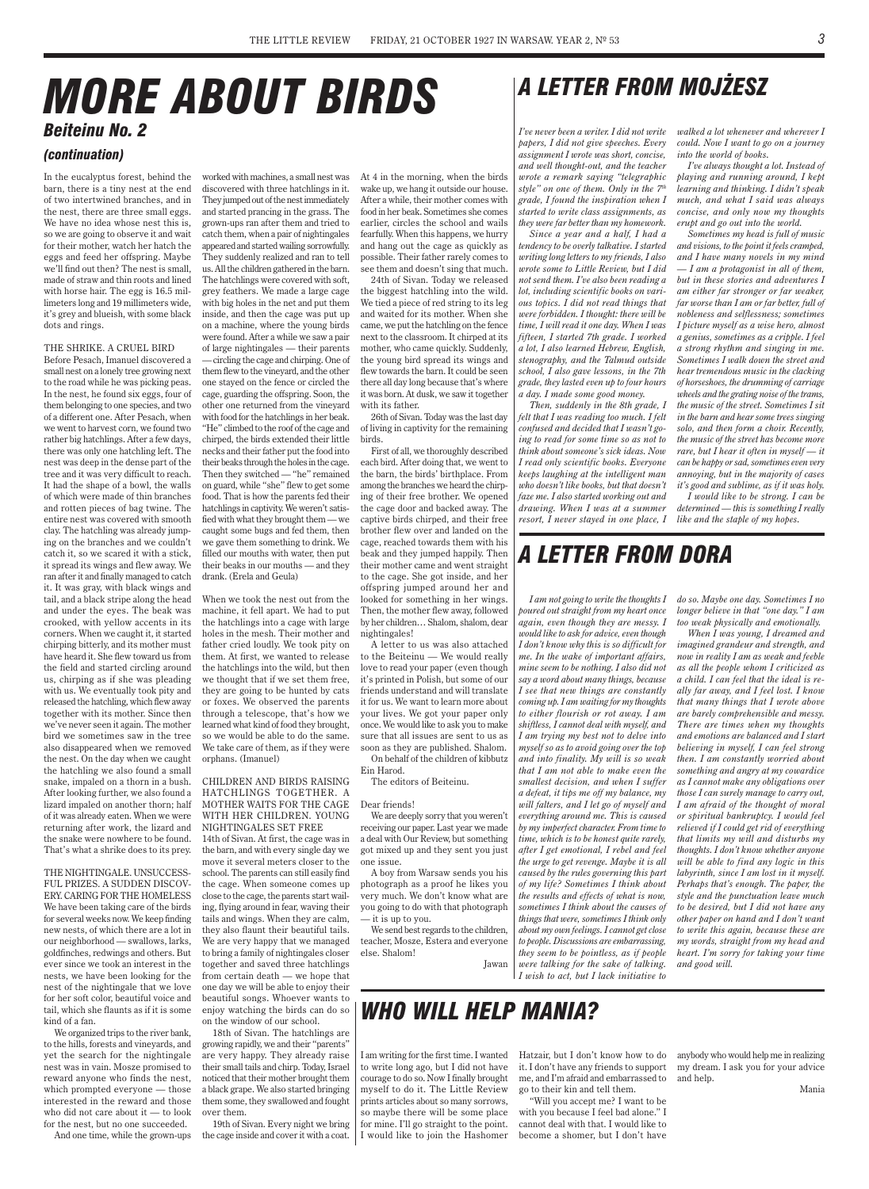# MORE ABOUT BIRDS

## Beiteinu No. 2

### (continuation)

In the eucalyptus forest, behind the barn, there is a tiny nest at the end of two intertwined branches, and in the nest, there are three small eggs. We have no idea whose nest this is, so we are going to observe it and wait for their mother, watch her hatch the eggs and feed her offspring. Maybe we'll find out then? The nest is small, made of straw and thin roots and lined with horse hair. The egg is 16.5 millimeters long and 19 millimeters wide, it's grey and blueish, with some black dots and rings.

THE SHRIKE. A CRUEL BIRD

Before Pesach, Imanuel discovered a small nest on a lonely tree growing next to the road while he was picking peas. In the nest, he found six eggs, four of them belonging to one species, and two of a different one. After Pesach, when we went to harvest corn, we found two rather big hatchlings. After a few days, there was only one hatchling left. The nest was deep in the dense part of the tree and it was very difficult to reach. It had the shape of a bowl, the walls of which were made of thin branches and rotten pieces of bag twine. The entire nest was covered with smooth clay. The hatchling was already jumping on the branches and we couldn't catch it, so we scared it with a stick, it spread its wings and flew away. We ran after it and finally managed to catch it. It was gray, with black wings and tail, and a black stripe along the head and under the eyes. The beak was crooked, with yellow accents in its corners. When we caught it, it started chirping bitterly, and its mother must have heard it. She flew toward us from the field and started circling around us, chirping as if she was pleading with us. We eventually took pity and released the hatchling, which flew away together with its mother. Since then we've never seen it again. The mother bird we sometimes saw in the tree also disappeared when we removed the nest. On the day when we caught the hatchling we also found a small snake, impaled on a thorn in a bush. After looking further, we also found a lizard impaled on another thorn; half of it was already eaten. When we were returning after work, the lizard and the snake were nowhere to be found. That's what a shrike does to its prey.

THE NIGHTINGALE. UNSUCCESSFUL PRIZES. A SUDDEN DISCOVERY. CARING FOR THE HOMELESS

We have been taking care of the birds for several weeks now. We keep finding new nests, of which there are a lot in our neighborhood — swallows, larks, goldfinches, redwings and others. But ever since we took an interest in the nests, we have been looking for the nest of the nightingale that we love for her soft color, beautiful voice and tail, which she flaunts as if it is some kind of a fan.

We organized trips to the river bank, to the hills, forests and vineyards, and yet the search for the nightingale nest was in vain. Mosze promised to reward anyone who finds the nest, which prompted everyone — those interested in the reward and those who did not care about it — to look for the nest, but no one succeeded.

And one time, while the grown-ups worked with machines, a small nest was discovered with three hatchlings in it. They jumped out of the nest immediately and started prancing in the grass. The grown-ups ran after them and tried to catch them, when a pair of nightingales appeared and started wailing sorrowfully. They suddenly realized and ran to tell us. All the children gathered in the barn. The hatchlings were covered with soft, grey feathers. We made a large cage with big holes in the net and put them inside, and then the cage was put up on a machine, where the young birds were found. After a while we saw a pair of large nightingales — their parents — circling the cage and chirping. One of them flew to the vineyard, and the other one stayed on the fence or circled the cage, guarding the offspring. Soon, the other one returned from the vineyard with food for the hatchlings in her beak. "He" climbed to the roof of the cage and chirped, the birds extended their little necks and their father put the food into their beaks through the holes in the cage. Then they switched — "he" remained on guard, while "she" flew to get some food. That is how the parents fed their hatchlings in captivity. We weren't satisfied with what they brought them — we caught some bugs and fed them, then we gave them something to drink. We filled our mouths with water, then put their beaks in our mouths — and they drank. (Erela and Geula)

When we took the nest out from the machine, it fell apart. We had to put the hatchlings into a cage with large holes in the mesh. Their mother and father cried loudly. We took pity on them. At first, we wanted to release the hatchlings into the wild, but then we thought that if we set them free, they are going to be hunted by cats or foxes. We observed the parents through a telescope, that's how we learned what kind of food they brought, so we would be able to do the same. We take care of them, as if they were orphans. (Imanuel)

CHILDREN AND BIRDS RAISING HATCHLINGS TOGETHER. A MOTHER WAITS FOR THE CAGE WITH HER CHILDREN. YOUNG NIGHTINGALES SET FREE

14th of Sivan. At first, the cage was in the barn, and with every single day we move it several meters closer to the school. The parents can still easily find the cage. When someone comes up close to the cage, the parents start wailing, flying around in fear, waving their tails and wings. When they are calm, they also flaunt their beautiful tails. We are very happy that we managed to bring a family of nightingales closer together and saved three hatchlings from certain death — we hope that one day we will be able to enjoy their beautiful songs. Whoever wants to enjoy watching the birds can do so on the window of our school.

18th of Sivan. The hatchlings are growing rapidly, and their "parents" are very happy. They already raise their small tails and chirp. Today, Israel noticed that their mother brought them a black grape. We also started bringing them some, they swallowed and fought over them.

19th of Sivan. Every night we bring the cage inside and cover it with a coat. At 4 in the morning, when the birds wake up, we hang it outside our house. After a while, their mother comes with food in her beak. Sometimes she comes earlier, circles the school and wails fearfully. When this happens, we hurry and hang out the cage as quickly as possible. Their father rarely comes to see them and doesn't sing that much.

24th of Sivan. Today we released the biggest hatchling into the wild. We tied a piece of red string to its leg and waited for its mother. When she came, we put the hatchling on the fence next to the classroom. It chirped at its mother, who came quickly. Suddenly, the young bird spread its wings and flew towards the barn. It could be seen there all day long because that's where it was born. At dusk, we saw it together with its father.

26th of Sivan. Today was the last day of living in captivity for the remaining birds.

First of all, we thoroughly described each bird. After doing that, we went to the barn, the birds' birthplace. From among the branches we heard the chirping of their free brother. We opened the cage door and backed away. The captive birds chirped, and their free brother flew over and landed on the cage, reached towards them with his beak and they jumped happily. Then their mother came and went straight to the cage. She got inside, and her offspring jumped around her and looked for something in her wings. Then, the mother flew away, followed by her children… Shalom, shalom, dear nightingales!

A letter to us was also attached to the Beiteinu — We would really love to read your paper (even though it's printed in Polish, but some of our friends understand and will translate it for us. We want to learn more about your lives. We got your paper only once. We would like to ask you to make sure that all issues are sent to us as soon as they are published. Shalom.

On behalf of the children of kibbutz Ein Harod.

The editors of Beiteinu.

Dear friends!

We are deeply sorry that you weren't receiving our paper. Last year we made a deal with Our Review, but something got mixed up and they sent you just one issue.

A boy from Warsaw sends you his photograph as a proof he likes you very much. We don't know what are you going to do with that photograph — it is up to you.

We send best regards to the children, teacher, Mosze, Estera and everyone else. Shalom!

Jawan

# A LETTER FROM MOJŻESZ

*I've never been a writer. I did not write papers, I did not give speeches. Every assignment I wrote was short, concise, and well thought-out, and the teacher wrote a remark saying "telegraphic style" on one of them. Only in the 7th grade, I found the inspiration when I started to write class assignments, as they were far better than my homework.*

*Since a year and a half, I had a tendency to be overly talkative. I started writing long letters to my friends, I also wrote some to Little Review, but I did not send them. I've also been reading a lot, including scientific books on various topics. I did not read things that were forbidden. I thought: there will be time, I will read it one day. When I was fifteen, I started 7th grade. I worked a lot, I also learned Hebrew, English, stenography, and the Talmud outside school, I also gave lessons, in the 7th grade, they lasted even up to four hours a day. I made some good money.*

*Then, suddenly in the 8th grade, I felt that I was reading too much. I felt confused and decided that I wasn't going to read for some time so as not to think about someone's sick ideas. Now I read only scientific books. Everyone keeps laughing at the intelligent man who doesn't like books, but that doesn't faze me. I also started working out and drawing. When I was at a summer resort, I never stayed in one place, I walked a lot whenever and wherever I could. Now I want to go on a journey into the world of books.*

*I've always thought a lot. Instead of playing and running around, I kept learning and thinking. I didn't speak much, and what I said was always concise, and only now my thoughts erupt and go out into the world.*

*Sometimes my head is full of music and visions, to the point it feels cramped, and I have many novels in my mind — I am a protagonist in all of them, but in these stories and adventures I am either far stronger or far weaker, far worse than I am or far better, full of nobleness and selflessness; sometimes I picture myself as a wise hero, almost a genius, sometimes as a cripple. I feel a strong rhythm and singing in me. Sometimes I walk down the street and hear tremendous music in the clacking of horseshoes, the drumming of carriage wheels and the grating noise of the trams, the music of the street. Sometimes I sit in the barn and hear some trees singing solo, and then form a choir. Recently, the music of the street has become more rare, but I hear it often in myself — it can be happy or sad, sometimes even very annoying, but in the majority of cases it's good and sublime, as if it was holy.*

*I would like to be strong. I can be determined — this is something I really like and the staple of my hopes.*

# A LETTER FROM DORA

*I am not going to write the thoughts I poured out straight from my heart once again, even though they are messy. I would like to ask for advice, even though I don't know why this is so difficult for me. In the wake of important affairs, mine seem to be nothing. I also did not say a word about many things, because I see that new things are constantly coming up. I am waiting for my thoughts to either flourish or rot away. I am shiftless, I cannot deal with myself, and I am trying my best not to delve into myself so as to avoid going over the top and into finality. My will is so weak that I am not able to make even the smallest decision, and when I suffer a defeat, it tips me off my balance, my will falters, and I let go of myself and everything around me. This is caused by my imperfect character. From time to time, which is to be honest quite rarely, after I get emotional, I rebel and feel the urge to get revenge. Maybe it is all caused by the rules governing this part of my life? Sometimes I think about the results and effects of what is now, sometimes I think about the causes of things that were, sometimes I think only about my own feelings. I cannot get close to people. Discussions are embarrassing, they seem to be pointless, as if people were talking for the sake of talking. I wish to act, but I lack initiative to do so. Maybe one day. Sometimes I no longer believe in that "one day." I am too weak physically and emotionally.*

*When I was young, I dreamed and imagined grandeur and strength, and now in reality I am as weak and feeble as all the people whom I criticized as a child. I can feel that the ideal is really far away, and I feel lost. I know that many things that I wrote above are barely comprehensible and messy. There are times when my thoughts and emotions are balanced and I start believing in myself, I can feel strong then. I am constantly worried about something and angry at my cowardice as I cannot make any obligations over those I can surely manage to carry out, I am afraid of the thought of moral or spiritual bankruptcy. I would feel relieved if I could get rid of everything that limits my will and disturbs my thoughts. I don't know whether anyone will be able to find any logic in this labyrinth, since I am lost in it myself. Perhaps that's enough. The paper, the style and the punctuation leave much to be desired, but I did not have any other paper on hand and I don't want to write this again, because these are my words, straight from my head and heart. I'm sorry for taking your time and good will.*

# WHO WILL HELP MANIA?

I am writing for the first time. I wanted to write long ago, but I did not have courage to do so. Now I finally brought myself to do it. The Little Review prints articles about so many sorrows, so maybe there will be some place for mine. I'll go straight to the point. I would like to join the Hashomer Hatzair, but I don't know how to do it. I don't have any friends to support me, and I'm afraid and embarrassed to go to their kin and tell them.

"Will you accept me? I want to be with you because I feel bad alone." I cannot deal with that. I would like to become a shomer, but I don't have anybody who would help me in realizing my dream. I ask you for your advice and help.

Mania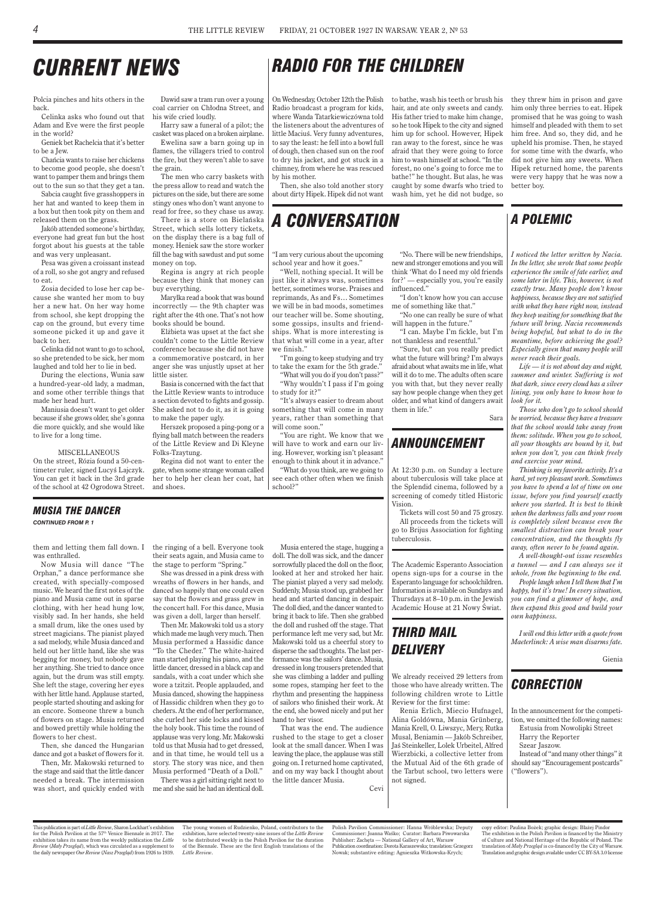# CURRENT NEWS

Polcia pinches and hits others in the back.

Celinka asks who found out that Adam and Eve were the first people in the world?

Geniek bet Rachelcia that it's better to be a Jew.

Chańcia wants to raise her chickens to become good people, she doesn't want to pamper them and brings them out to the sun so that they get a tan.

Sabcia caught five grasshoppers in her hat and wanted to keep them in a box but then took pity on them and released them on the grass.

Jakób attended someone's birthday, everyone had great fun but the host forgot about his guests at the table and was very unpleasant.

Pesa was given a croissant instead of a roll, so she got angry and refused to eat.

Zosia decided to lose her cap because she wanted her mom to buy her a new hat. On her way home from school, she kept dropping the cap on the ground, but every time someone picked it up and gave it back to her.

Celinka did not want to go to school, so she pretended to be sick, her mom laughed and told her to lie in bed.

During the elections, Wunia saw a hundred-year-old lady, a madman, and some other terrible things that made her head hurt.

Maniusia doesn't want to get older because if she grows older, she's gonna die more quickly, and she would like to live for a long time.

MISCELLANEOUS

On the street, Rózia found a 50-centimeter ruler, signed Lucyś Lajczyk. You can get it back in the 3rd grade of the school at 42 Ogrodowa Street.

Dawid saw a tram run over a young coal carrier on Chłodna Street, and his wife cried loudly.

Harry saw a funeral of a pilot; the casket was placed on a broken airplane.

Ewelina saw a barn going up in flames, the villagers tried to control the fire, but they weren't able to save the grain.

The men who carry baskets with the press allow to read and watch the pictures on the side, but there are some stingy ones who don't want anyone to read for free, so they chase us away.

There is a store on Bielańska Street, which sells lottery tickets, on the display there is a bag full of money. Heniek saw the store worker fill the bag with sawdust and put some money on top.

Regina is angry at rich people because they think that money can buy everything.

Marylka read a book that was bound incorrectly — the 9th chapter was right after the 4th one. That's not how books should be bound.

Elżbieta was upset at the fact she couldn't come to the Little Review conference because she did not have a commemorative postcard, in her anger she was unjustly upset at her little sister.

Basia is concerned with the fact that the Little Review wants to introduce a section devoted to fights and gossip. She asked not to do it, as it is going to make the paper ugly.

Herszek proposed a ping-pong or a flying ball match between the readers of the Little Review and Di Kleyne Folks-Tzaytung.

Regina did not want to enter the gate, when some strange woman called her to help her clean her coat, hat and shoes.

# RADIO FOR THE CHILDREN

On Wednesday, October 12th the Polish Radio broadcast a program for kids, where Wanda Tatarkiewiczówna told the listeners about the adventures of little Maciuś. Very funny adventures, to say the least: he fell into a bowl full of dough, then chased sun on the roof to dry his jacket, and got stuck in a chimney, from where he was rescued by his mother.

Then, she also told another story about dirty Hipek. Hipek did not want to bathe, wash his teeth or brush his hair, and ate only sweets and candy. His father tried to make him change, so he took Hipek to the city and signed him up for school. However, Hipek ran away to the forest, since he was afraid that they were going to force him to wash himself at school. "In the forest, no one's going to force me to bathe!" he thought. But alas, he was caught by some dwarfs who tried to wash him, yet he did not budge, so they threw him in prison and gave him only three berries to eat. Hipek promised that he was going to wash himself and pleaded with them to set him free. And so, they did, and he upheld his promise. Then, he stayed for some time with the dwarfs, who did not give him any sweets. When Hipek returned home, the parents were very happy that he was now a better boy.

# A CONVERSATION

"I am very curious about the upcoming school year and how it goes."

"Well, nothing special. It will be just like it always was, sometimes better, sometimes worse. Praises and reprimands, As and Fs… Sometimes we will be in bad moods, sometimes our teacher will be. Some shouting, some gossips, insults and friendships. What is more interesting is that what will come in a year, after we finish."

"I'm going to keep studying and try to take the exam for the 5th grade."

"What will you do if you don't pass?"

"Why wouldn't I pass if I'm going to study for it?"

"It's always easier to dream about something that will come in many years, rather than something that will come soon."

"You are right. We know that we will have to work and earn our living. However, working isn't pleasant enough to think about it in advance."

"What do you think, are we going to see each other often when we finish school?"

"No. There will be new friendships, new and stronger emotions and you will think 'What do I need my old friends for?' — especially you, you're easily influenced."

"I don't know how you can accuse me of something like that."

"No one can really be sure of what will happen in the future."

"I can. Maybe I'm fickle, but I'm not thankless and resentful."

"Sure, but can you really predict what the future will bring? I'm always afraid about what awaits me in life, what will it do to me. The adults often scare you with that, but they never really say how people change when they get older, and what kind of dangers await them in life."

Sara

# A POLEMIC

*I noticed the letter written by Nacia. In the letter, she wrote that some people experience the smile of fate earlier, and some later in life. This, however, is not exactly true. Many people don't know happiness, because they are not satisfied with what they have right now, instead they keep waiting for something that the future will bring. Nacia recommends being hopeful, but what to do in the meantime, before achieving the goal? Especially given that many people will never reach their goals.*

*Life — it is not about day and night, summer and winter. Suffering is not that dark, since every cloud has a silver lining, you only have to know how to look for it.*

*Those who don't go to school should be worried, because they have a treasure that the school would take away from them: solitude. When you go to school, all your thoughts are bound by it, but when you don't, you can think freely and exercise your mind.*

*Thinking is my favorite activity. It's a hard, yet very pleasant work. Sometimes you have to spend a lot of time on one issue, before you find yourself exactly where you started. It is best to think when the darkness falls and your room is completely silent because even the smallest distraction can break your concentration, and the thoughts fly away, often never to be found again.*

*A well-thought-out issue resembles a tunnel — and I can always see it whole, from the beginning to the end.*

*People laugh when I tell them that I'm happy, but it's true! In every situation, you can find a glimmer of hope, and then expand this good and build your own happiness.*

*I will end this letter with a quote from Maeterlinck: A wise man disarms fate.*

Gienia

# ANNOUNCEMENT

At 12:30 p.m. on Sunday a lecture about tuberculosis will take place at the Splendid cinema, followed by a screening of comedy titled Historic Vision.

Tickets will cost 50 and 75 groszy. All proceeds from the tickets will go to Brijus Association for fighting tuberculosis.

The Academic Esperanto Association opens sign-ups for a course in the Esperanto language for schoolchildren. Information is available on Sundays and Thursdays at 8–10 p.m. in the Jewish Academic House at 21 Nowy Świat.

# THIRD MAIL DELIVERY

We already received 29 letters from those who have already written. The following children wrote to Little Review for the first time:

Renia Erlich, Miecio Hufnagel, Alina Goldówna, Mania Grünberg, Mania Krell, O. Liwszyc, Mery, Rutka Musal, Beniamin — Jakób Schreiber, Jaś Steinkeller, Lolek Urbeitel, Alfred Wierzbicki, a collective letter from the Mutual Aid of the 6th grade of the Tarbut school, two letters were not signed.

# CORRECTION

In the announcement for the competition, we omitted the following names:

Estusia from Nowolipki Street
Harry the Reporter
Szear Jaszow.

Instead of "and many other things" it should say "Encouragement postcards" ("flowers").

## MUSIA THE DANCER

*CONTINUED FROM P. 1*

them and letting them fall down. I was enthralled.

Now Musia will dance "The Orphan," a dance performance she created, with specially-composed music. We heard the first notes of the piano and Musia came out in sparse clothing, with her head hung low, visibly sad. In her hands, she held a small drum, like the ones used by street magicians. The pianist played a sad melody, while Musia danced and held out her little hand, like she was begging for money, but nobody gave her anything. She tried to dance once again, but the drum was still empty. She left the stage, covering her eyes with her little hand. Applause started, people started shouting and asking for an encore. Someone threw a bunch of flowers on stage. Musia returned and bowed prettily while holding the flowers to her chest.

Then, she danced the Hungarian dance and got a basket of flowers for it.

Then, Mr. Makowski returned to the stage and said that the little dancer needed a break. The intermission was short, and quickly ended with the ringing of a bell. Everyone took their seats again, and Musia came to the stage to perform "Spring."

She was dressed in a pink dress with wreaths of flowers in her hands, and danced so happily that one could even say that the flowers and grass grew in the concert hall. For this dance, Musia was given a doll, larger than herself.

Then Mr. Makowski told us a story which made me laugh very much. Then Musia performed a Hassidic dance "To the Cheder." The white-haired man started playing his piano, and the little dancer, dressed in a black cap and sandals, with a coat under which she wore a tzitzit. People applauded, and Musia danced, showing the happiness of Hassidic children when they go to cheders. At the end of her performance, she curled her side locks and kissed the holy book. This time the round of applause was very long. Mr. Makowski told us that Musia had to get dressed, and in that time, he would tell us a story. The story was nice, and then Musia performed "Death of a Doll."

There was a girl sitting right next to me and she said he had an identical doll.

Musia entered the stage, hugging a doll. The doll was sick, and the dancer sorrowfully placed the doll on the floor, looked at her and stroked her hair. The pianist played a very sad melody. Suddenly, Musia stood up, grabbed her head and started dancing in despair. The doll died, and the dancer wanted to bring it back to life. Then she grabbed the doll and rushed off the stage. That performance left me very sad, but Mr. Makowski told us a cheerful story to disperse the sad thoughts. The last performance was the sailors' dance. Musia, dressed in long trousers pretended that she was climbing a ladder and pulling some ropes, stamping her feet to the rhythm and presenting the happiness of sailors who finished their work. At the end, she bowed nicely and put her hand to her visor.

That was the end. The audience rushed to the stage to get a closer look at the small dancer. When I was leaving the place, the applause was still going on. I returned home captivated, and on my way back I thought about the little dancer Musia.

Cevi

This publication is part of *Little Review*, Sharon Lockhart's exhibition for the Polish Pavilion at the 57th Venice Biennale in 2017. The exhibition takes its name from the weekly publication the *Little Review* (*Mały Przegląd*), which was circulated as a supplement to the daily newspaper *Our Review* (*Nasz Przegląd*) from 1926 to 1939.

The young women of Rudzienko, Poland, contributors to the exhibition, have selected twenty-nine issues of the *Little Review* to be distributed weekly in the Polish Pavilion for the duration of the Biennale. These are the first English translations of the *Little Review*.

Polish Pavilion Commissioner: Hanna Wróblewska; Deputy Commissioner: Joanna Waśko; Curator: Barbara Piwowarska Publisher: Zachęta — National Gallery of Art, Warsaw Publication coordination: Dorota Karaszewska; translation: Grzegorz Nowak; substantive editing: Agnieszka Witkowska-Krych; copy editor: Paulina Bożek; graphic design: Błażej Pindor

The exhibition in the Polish Pavilion is financed by the Ministry of Culture and National Heritage of the Republic of Poland. The translation of *Mały Przegląd* is co-financed by the City of Warsaw. Translation and graphic design available under CC BY-SA 3.0 license